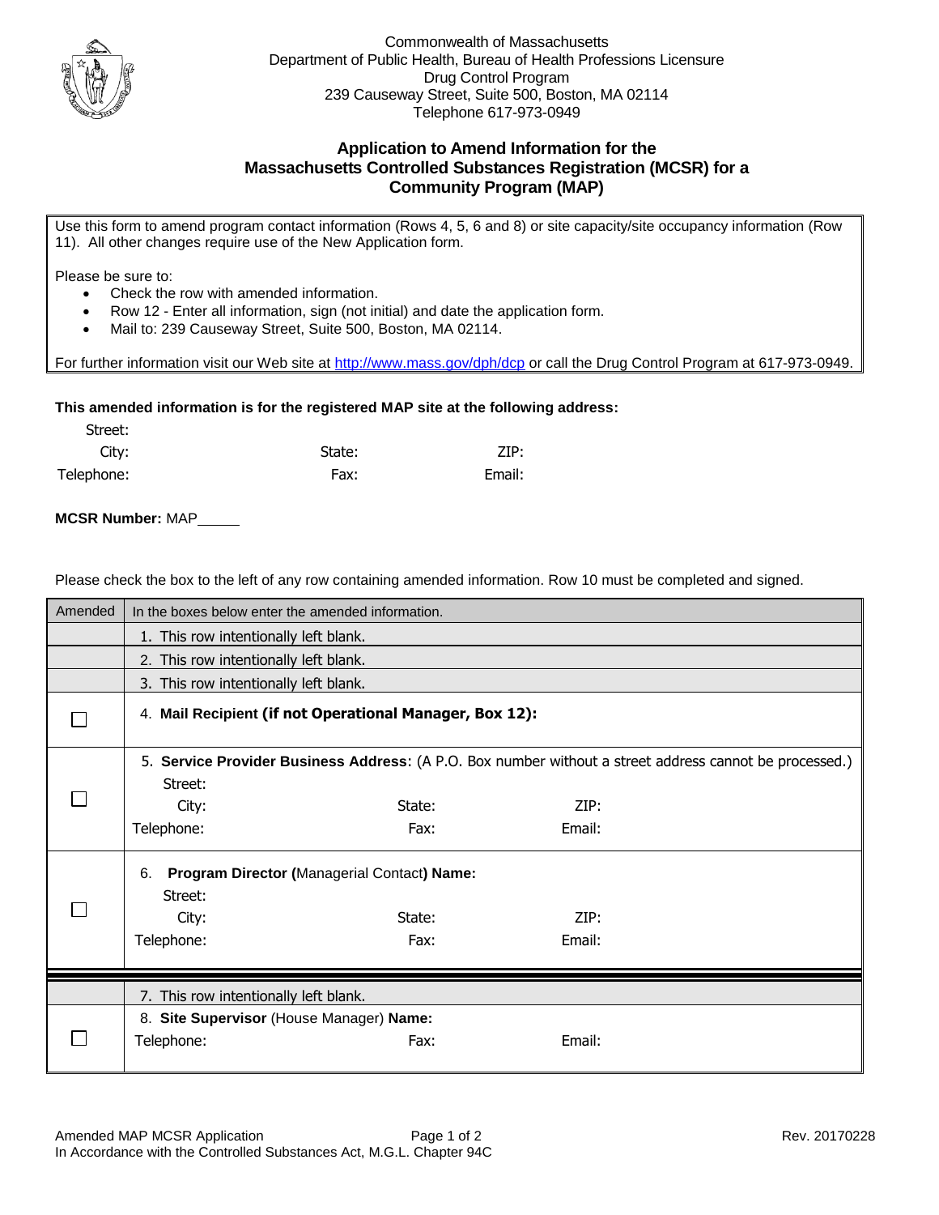Commonwealth of Massachusetts
Department of Public Health, Bureau of Health Professions Licensure
Drug Control Program
239 Causeway Street, Suite 500, Boston, MA 02114
Telephone 617-973-0949

# Application to Amend Information for the Massachusetts Controlled Substances Registration (MCSR) for a Community Program (MAP)

Use this form to amend program contact information (Rows 4, 5, 6 and 8) or site capacity/site occupancy information (Row 11). All other changes require use of the New Application form.

Please be sure to:

- Check the row with amended information.
- Row 12 - Enter all information, sign (not initial) and date the application form.
- Mail to: 239 Causeway Street, Suite 500, Boston, MA 02114.

For further information visit our Web site at http://www.mass.gov/dph/dcp or call the Drug Control Program at 617-973-0949.

**This amended information is for the registered MAP site at the following address:**

Street:
City: State: ZIP:
Telephone: Fax: Email:

**MCSR Number:** MAP_____

Please check the box to the left of any row containing amended information. Row 10 must be completed and signed.

| Amended | In the boxes below enter the amended information. |
|---|---|
| | 1. This row intentionally left blank. |
| | 2. This row intentionally left blank. |
| | 3. This row intentionally left blank. |
| ☐ | 4. **Mail Recipient (if not Operational Manager, Box 12):** |
| ☐ | 5. **Service Provider Business Address**: (A P.O. Box number without a street address cannot be processed.)<br>Street:<br>City: State: ZIP:<br>Telephone: Fax: Email: |
| ☐ | 6. **Program Director (**Managerial Contact**) Name:**<br>Street:<br>City: State: ZIP:<br>Telephone: Fax: Email: |
| | 7. This row intentionally left blank. |
| ☐ | 8. **Site Supervisor** (House Manager) **Name:**<br>Telephone: Fax: Email: |

Amended MAP MCSR Application
In Accordance with the Controlled Substances Act, M.G.L. Chapter 94C
Rev. 20170228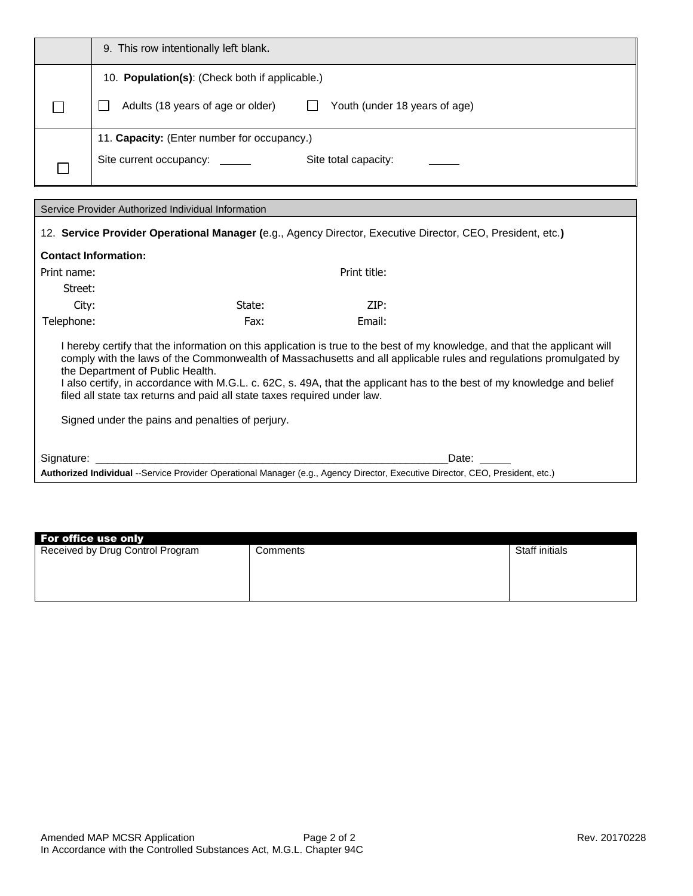| | |
|---|---|
| | 9. This row intentionally left blank. |
| ☐ | 10. **Population(s)**: (Check both if applicable.)<br><br>☐ Adults (18 years of age or older) ☐ Youth (under 18 years of age) |
| ☐ | 11. **Capacity:** (Enter number for occupancy.)<br><br>Site current occupancy: _____ Site total capacity: _____ |

Service Provider Authorized Individual Information

12. **Service Provider Operational Manager (**e.g., Agency Director, Executive Director, CEO, President, etc.**)**

**Contact Information:**

| | | | | | |
|---|---|---|---|---|---|
| Print name: | | | Print title: | | |
| Street: | | | | | |
| City: | | State: | | ZIP: | |
| Telephone: | | Fax: | | Email: | |

I hereby certify that the information on this application is true to the best of my knowledge, and that the applicant will comply with the laws of the Commonwealth of Massachusetts and all applicable rules and regulations promulgated by the Department of Public Health.
I also certify, in accordance with M.G.L. c. 62C, s. 49A, that the applicant has to the best of my knowledge and belief filed all state tax returns and paid all state taxes required under law.

Signed under the pains and penalties of perjury.

Signature: ______________________________________________________________Date: _____

**Authorized Individual** --Service Provider Operational Manager (e.g., Agency Director, Executive Director, CEO, President, etc.)

**For office use only**

| Received by Drug Control Program | Comments | Staff initials |
|---|---|---|
| | | |

Amended MAP MCSR Application
In Accordance with the Controlled Substances Act, M.G.L. Chapter 94C

Rev. 20170228